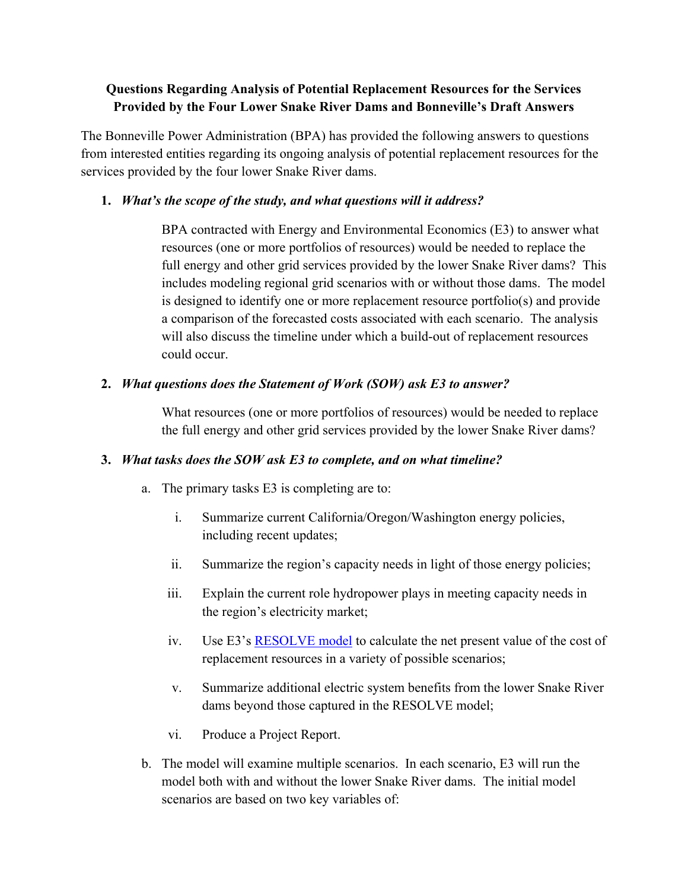**Questions Regarding Analysis of Potential Replacement Resources for the Services Provided by the Four Lower Snake River Dams and Bonneville's Draft Answers**

The Bonneville Power Administration (BPA) has provided the following answers to questions from interested entities regarding its ongoing analysis of potential replacement resources for the services provided by the four lower Snake River dams.

1. ***What's the scope of the study, and what questions will it address?***

   BPA contracted with Energy and Environmental Economics (E3) to answer what resources (one or more portfolios of resources) would be needed to replace the full energy and other grid services provided by the lower Snake River dams? This includes modeling regional grid scenarios with or without those dams. The model is designed to identify one or more replacement resource portfolio(s) and provide a comparison of the forecasted costs associated with each scenario. The analysis will also discuss the timeline under which a build-out of replacement resources could occur.

2. ***What questions does the Statement of Work (SOW) ask E3 to answer?***

   What resources (one or more portfolios of resources) would be needed to replace the full energy and other grid services provided by the lower Snake River dams?

3. ***What tasks does the SOW ask E3 to complete, and on what timeline?***

   a. The primary tasks E3 is completing are to:

      i. Summarize current California/Oregon/Washington energy policies, including recent updates;

      ii. Summarize the region's capacity needs in light of those energy policies;

      iii. Explain the current role hydropower plays in meeting capacity needs in the region's electricity market;

      iv. Use E3's RESOLVE model to calculate the net present value of the cost of replacement resources in a variety of possible scenarios;

      v. Summarize additional electric system benefits from the lower Snake River dams beyond those captured in the RESOLVE model;

      vi. Produce a Project Report.

   b. The model will examine multiple scenarios. In each scenario, E3 will run the model both with and without the lower Snake River dams. The initial model scenarios are based on two key variables of: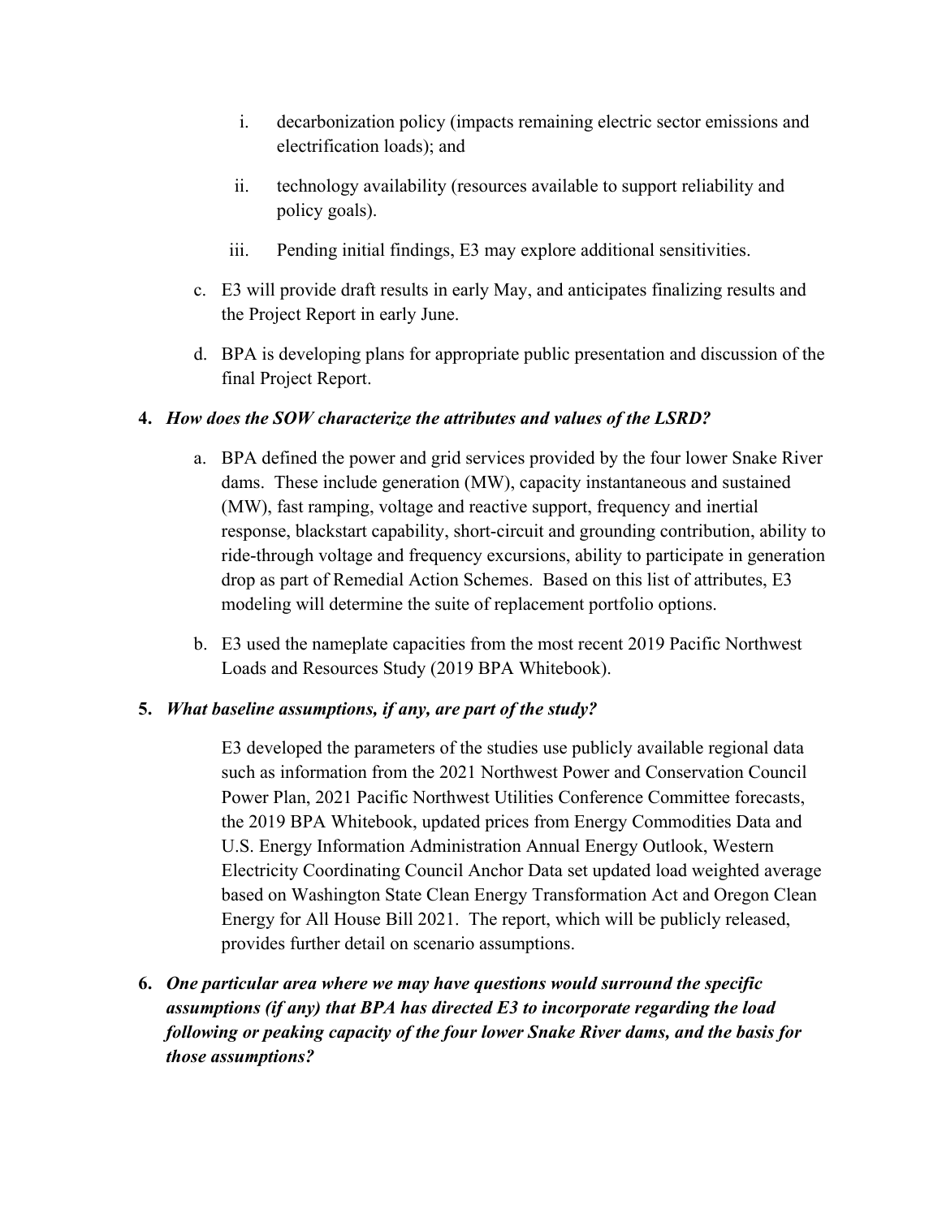i. decarbonization policy (impacts remaining electric sector emissions and electrification loads); and

   ii. technology availability (resources available to support reliability and policy goals).

   iii. Pending initial findings, E3 may explore additional sensitivities.

c. E3 will provide draft results in early May, and anticipates finalizing results and the Project Report in early June.

d. BPA is developing plans for appropriate public presentation and discussion of the final Project Report.

**4. *How does the SOW characterize the attributes and values of the LSRD?***

a. BPA defined the power and grid services provided by the four lower Snake River dams. These include generation (MW), capacity instantaneous and sustained (MW), fast ramping, voltage and reactive support, frequency and inertial response, blackstart capability, short-circuit and grounding contribution, ability to ride-through voltage and frequency excursions, ability to participate in generation drop as part of Remedial Action Schemes. Based on this list of attributes, E3 modeling will determine the suite of replacement portfolio options.

b. E3 used the nameplate capacities from the most recent 2019 Pacific Northwest Loads and Resources Study (2019 BPA Whitebook).

**5. *What baseline assumptions, if any, are part of the study?***

E3 developed the parameters of the studies use publicly available regional data such as information from the 2021 Northwest Power and Conservation Council Power Plan, 2021 Pacific Northwest Utilities Conference Committee forecasts, the 2019 BPA Whitebook, updated prices from Energy Commodities Data and U.S. Energy Information Administration Annual Energy Outlook, Western Electricity Coordinating Council Anchor Data set updated load weighted average based on Washington State Clean Energy Transformation Act and Oregon Clean Energy for All House Bill 2021. The report, which will be publicly released, provides further detail on scenario assumptions.

**6. *One particular area where we may have questions would surround the specific assumptions (if any) that BPA has directed E3 to incorporate regarding the load following or peaking capacity of the four lower Snake River dams, and the basis for those assumptions?***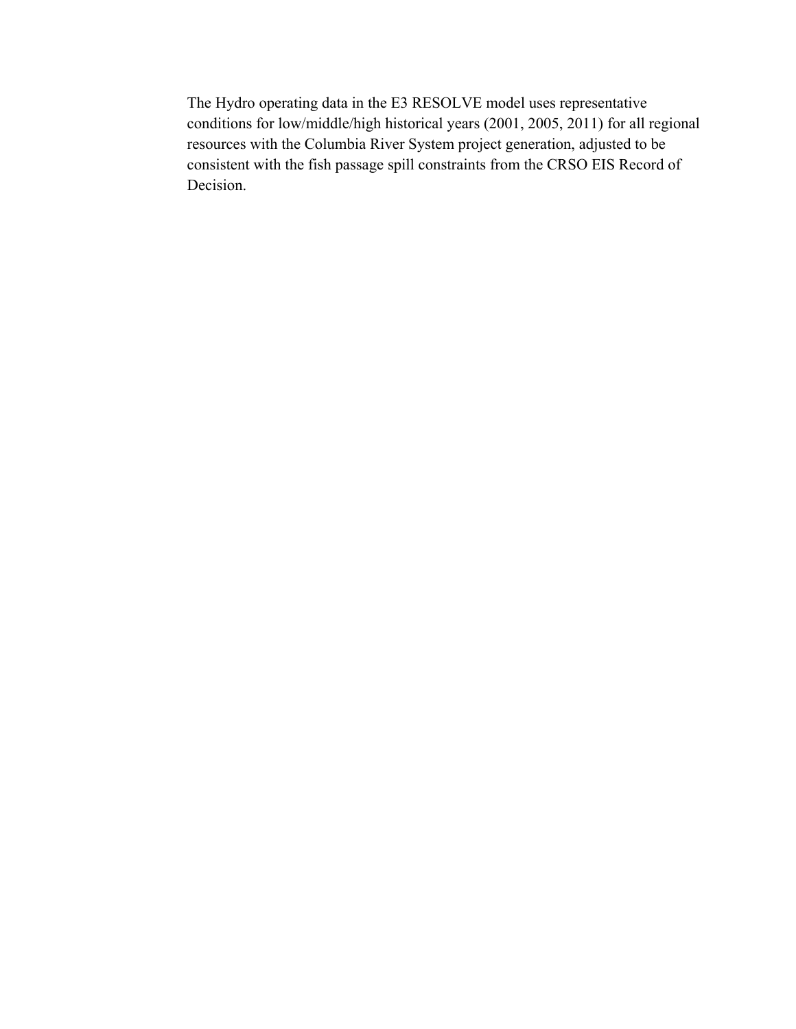The Hydro operating data in the E3 RESOLVE model uses representative conditions for low/middle/high historical years (2001, 2005, 2011) for all regional resources with the Columbia River System project generation, adjusted to be consistent with the fish passage spill constraints from the CRSO EIS Record of Decision.